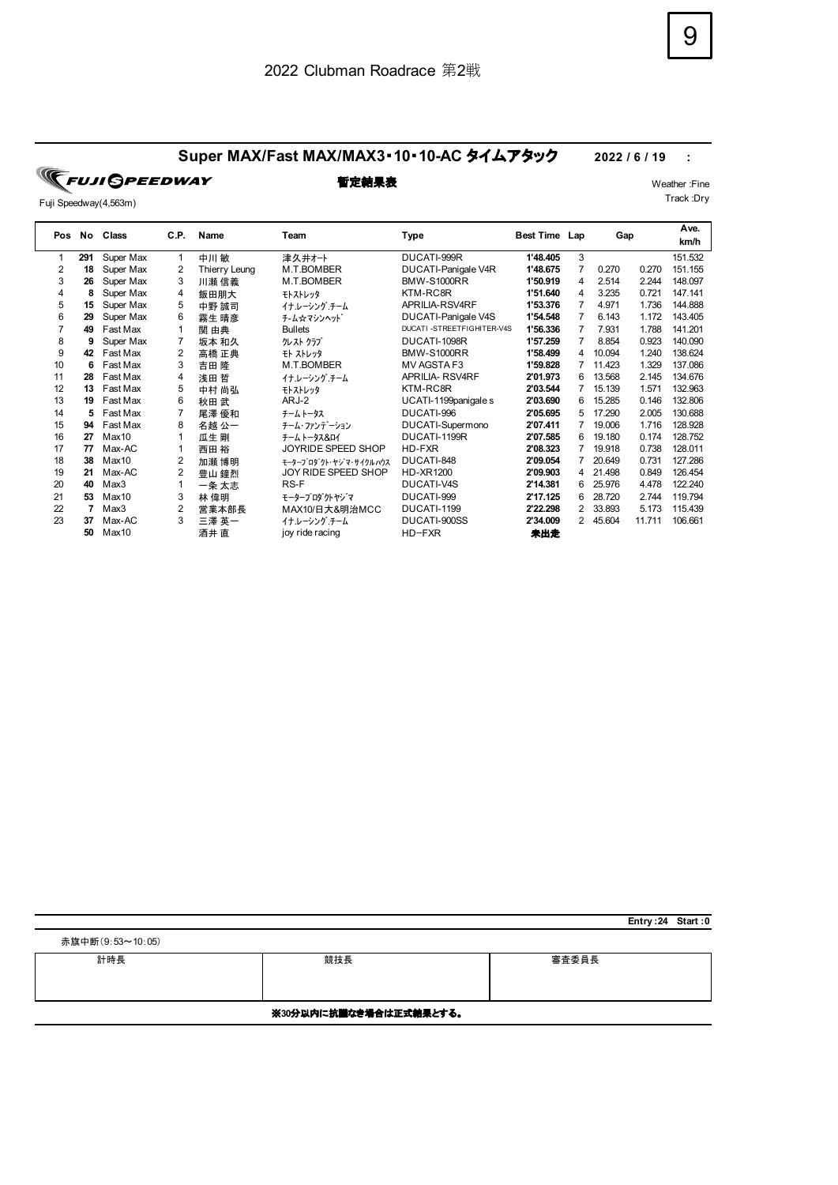2022 Clubman Roadrace 第2戦

## Super MAX/Fast MAX/MAX3･10･10-AC タイムアタック

2022 / 6 / 19 :

FUJI SPEEDWAY

**暫定結果表**

Fuji Speedway(4,563m)

Weather :Fine
Track :Dry

| Pos | No | Class | C.P. | Name | Team | Type | Best Time | Lap | Gap | | Ave. km/h |
|---|---|---|---|---|---|---|---|---|---|---|---|
| 1 | **291** | Super Max | 1 | 中川 敏 | 津久井オート | DUCATI-999R | **1'48.405** | 3 | | | 151.532 |
| 2 | **18** | Super Max | 2 | Thierry Leung | M.T.BOMBER | DUCATI-Panigale V4R | **1'48.675** | 7 | 0.270 | 0.270 | 151.155 |
| 3 | **26** | Super Max | 3 | 川瀬 信義 | M.T.BOMBER | BMW-S1000RR | **1'50.919** | 4 | 2.514 | 2.244 | 148.097 |
| 4 | **8** | Super Max | 4 | 飯田朋大 | ﾓﾄｽﾄﾚｯﾀ | KTM-RC8R | **1'51.640** | 4 | 3.235 | 0.721 | 147.141 |
| 5 | **15** | Super Max | 5 | 中野 誠司 | ｲﾅ.ﾚｰｼﾝｸﾞ.ﾁｰﾑ | APRILIA-RSV4RF | **1'53.376** | 7 | 4.971 | 1.736 | 144.888 |
| 6 | **29** | Super Max | 6 | 霧生 晴彦 | ﾁｰﾑ☆ﾏｼﾝﾍｯﾄﾞ | DUCATI-Panigale V4S | **1'54.548** | 7 | 6.143 | 1.172 | 143.405 |
| 7 | **49** | Fast Max | 1 | 関 由典 | Bullets | DUCATI -STREETFIGHITER-V4S | **1'56.336** | 7 | 7.931 | 1.788 | 141.201 |
| 8 | **9** | Super Max | 7 | 坂本 和久 | ｸﾚｽﾄ ｸﾗﾌﾞ | DUCATI-1098R | **1'57.259** | 7 | 8.854 | 0.923 | 140.090 |
| 9 | **42** | Fast Max | 2 | 高橋 正典 | ﾓﾄ ｽﾄﾚｯﾀ | BMW-S1000RR | **1'58.499** | 4 | 10.094 | 1.240 | 138.624 |
| 10 | **6** | Fast Max | 3 | 吉田 隆 | M.T.BOMBER | MV AGSTA F3 | **1'59.828** | 7 | 11.423 | 1.329 | 137.086 |
| 11 | **28** | Fast Max | 4 | 浅田 哲 | ｲﾅ.ﾚｰｼﾝｸﾞ.ﾁｰﾑ | APRILIA- RSV4RF | **2'01.973** | 6 | 13.568 | 2.145 | 134.676 |
| 12 | **13** | Fast Max | 5 | 中村 尚弘 | ﾓﾄｽﾄﾚｯﾀ | KTM-RC8R | **2'03.544** | 7 | 15.139 | 1.571 | 132.963 |
| 13 | **19** | Fast Max | 6 | 秋田 武 | ARJ-2 | UCATI-1199panigale s | **2'03.690** | 6 | 15.285 | 0.146 | 132.806 |
| 14 | **5** | Fast Max | 7 | 尾澤 優和 | ﾁｰﾑﾄｰﾀｽ | DUCATI-996 | **2'05.695** | 5 | 17.290 | 2.005 | 130.688 |
| 15 | **94** | Fast Max | 8 | 名越 公一 | ﾁｰﾑ･ﾌｧﾝﾃﾞｰｼｮﾝ | DUCATI-Supermono | **2'07.411** | 7 | 19.006 | 1.716 | 128.928 |
| 16 | **27** | Max10 | 1 | 瓜生 剛 | ﾁｰﾑﾄｰﾀｽ&ﾛｲ | DUCATI-1199R | **2'07.585** | 6 | 19.180 | 0.174 | 128.752 |
| 17 | **77** | Max-AC | 1 | 西田 裕 | JOYRIDE SPEED SHOP | HD-FXR | **2'08.323** | 7 | 19.918 | 0.738 | 128.011 |
| 18 | **38** | Max10 | 2 | 加瀬 博明 | ﾓｰﾀｰﾌﾟﾛﾀﾞｸﾄ･ﾔｼﾞﾏ･ｻｲｸﾙﾊｳｽ | DUCATI-848 | **2'09.054** | 7 | 20.649 | 0.731 | 127.286 |
| 19 | **21** | Max-AC | 2 | 豊山 鐘烈 | JOY RIDE SPEED SHOP | HD-XR1200 | **2'09.903** | 4 | 21.498 | 0.849 | 126.454 |
| 20 | **40** | Max3 | 1 | 一条 太志 | RS-F | DUCATI-V4S | **2'14.381** | 6 | 25.976 | 4.478 | 122.240 |
| 21 | **53** | Max10 | 3 | 林 偉明 | ﾓｰﾀｰﾌﾟﾛﾀﾞｸﾄﾔｼﾞﾏ | DUCATI-999 | **2'17.125** | 6 | 28.720 | 2.744 | 119.794 |
| 22 | **7** | Max3 | 2 | 営業本部長 | MAX10/日大&明治MCC | DUCATI-1199 | **2'22.298** | 2 | 33.893 | 5.173 | 115.439 |
| 23 | **37** | Max-AC | 3 | 三澤 英一 | ｲﾅ.ﾚｰｼﾝｸﾞ.ﾁｰﾑ | DUCATI-900SS | **2'34.009** | 2 | 45.604 | 11.711 | 106.661 |
| | **50** | Max10 | | 酒井 直 | joy ride racing | HD−FXR | **未出走** | | | | |

**Entry :24 Start :0**

赤旗中断(9:53～10:05)

| 計時長 | 競技長 | 審査委員長 |
|---|---|---|
| | | |

**※30分以内に抗議なき場合は正式結果とする。**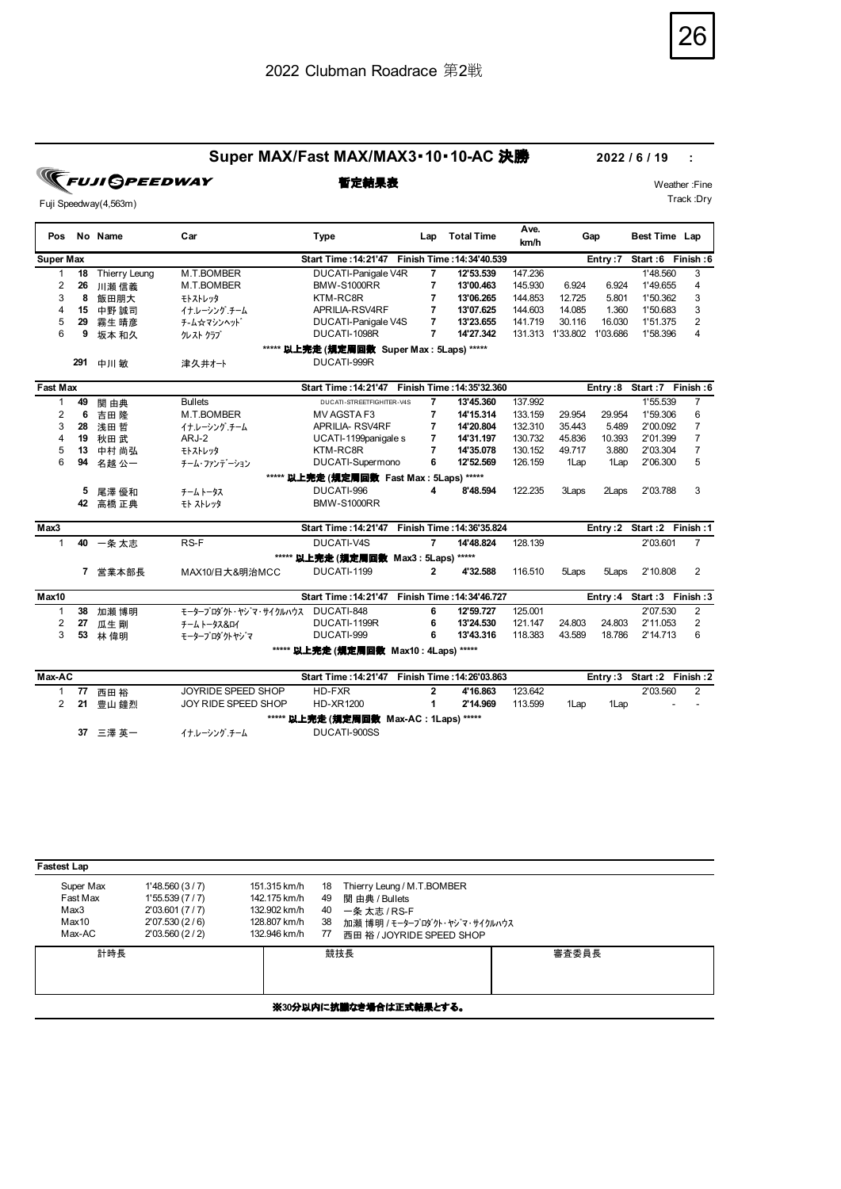## 2022 Clubman Roadrace 第2戦

### Super MAX/Fast MAX/MAX3･10･10-AC 決勝

**2022 / 6 / 19 :**

FUJI SPEEDWAY

Fuji Speedway(4,563m)

**暫定結果表**

Weather :Fine
Track :Dry

| Pos | No | Name | Car | Type | Lap | Total Time | Ave. km/h | Gap | | Best Time | Lap |
|---|---|---|---|---|---|---|---|---|---|---|---|
| **Super Max** | | | | **Start Time : 14:21'47 Finish Time : 14:34'40.539** | | | | | **Entry : 7** | **Start : 6** | **Finish : 6** |
| 1 | 18 | Thierry Leung | M.T.BOMBER | DUCATI-Panigale V4R | 7 | 12'53.539 | 147.236 | | | 1'48.560 | 3 |
| 2 | 26 | 川瀬 信義 | M.T.BOMBER | BMW-S1000RR | 7 | 13'00.463 | 145.930 | 6.924 | 6.924 | 1'49.655 | 4 |
| 3 | 8 | 飯田朋大 | ﾓﾄｽﾄﾚｯﾀ | KTM-RC8R | 7 | 13'06.265 | 144.853 | 12.725 | 5.801 | 1'50.362 | 3 |
| 4 | 15 | 中野 誠司 | ｲﾅ.ﾚｰｼﾝｸﾞ.ﾁｰﾑ | APRILIA-RSV4RF | 7 | 13'07.625 | 144.603 | 14.085 | 1.360 | 1'50.683 | 3 |
| 5 | 29 | 霧生 晴彦 | ﾁｰﾑ☆ﾏｼﾝﾍｯﾄﾞ | DUCATI-Panigale V4S | 7 | 13'23.655 | 141.719 | 30.116 | 16.030 | 1'51.375 | 2 |
| 6 | 9 | 坂本 和久 | ｸﾚｽﾄ ｸﾗﾌﾞ | DUCATI-1098R | 7 | 14'27.342 | 131.313 | 1'33.802 | 1'03.686 | 1'58.396 | 4 |
| | | | | ***** 以上完走 (規定周回数 Super Max : 5Laps) ***** | | | | | | | |
| | 291 | 中川 敏 | 津久井ｵｰﾄ | DUCATI-999R | | | | | | | |
| **Fast Max** | | | | **Start Time : 14:21'47 Finish Time : 14:35'32.360** | | | | | **Entry : 8** | **Start : 7** | **Finish : 6** |
| 1 | 49 | 関 由典 | Bullets | DUCATI-STREETFIGHTER-V4S | 7 | 13'45.360 | 137.992 | | | 1'55.539 | 7 |
| 2 | 6 | 吉田 隆 | M.T.BOMBER | MV AGSTA F3 | 7 | 14'15.314 | 133.159 | 29.954 | 29.954 | 1'59.306 | 6 |
| 3 | 28 | 浅田 哲 | ｲﾅ.ﾚｰｼﾝｸﾞ.ﾁｰﾑ | APRILIA- RSV4RF | 7 | 14'20.804 | 132.310 | 35.443 | 5.489 | 2'00.092 | 7 |
| 4 | 19 | 秋田 武 | ARJ-2 | UCATI-1199panigale s | 7 | 14'31.197 | 130.732 | 45.836 | 10.393 | 2'01.399 | 7 |
| 5 | 13 | 中村 尚弘 | ﾓﾄｽﾄﾚｯﾀ | KTM-RC8R | 7 | 14'35.078 | 130.152 | 49.717 | 3.880 | 2'03.304 | 7 |
| 6 | 94 | 名越 公一 | ﾁｰﾑ･ﾌｧﾝﾃﾞｰｼｮﾝ | DUCATI-Supermono | 6 | 12'52.569 | 126.159 | 1Lap | 1Lap | 2'06.300 | 5 |
| | | | | ***** 以上完走 (規定周回数 Fast Max : 5Laps) ***** | | | | | | | |
| | 5 | 尾澤 優和 | ﾁｰﾑﾄｰﾀｽ | DUCATI-996 | 4 | 8'48.594 | 122.235 | 3Laps | 2Laps | 2'03.788 | 3 |
| | 42 | 高橋 正典 | ﾓﾄ ｽﾄﾚｯﾀ | BMW-S1000RR | | | | | | | |
| **Max3** | | | | **Start Time : 14:21'47 Finish Time : 14:36'35.824** | | | | | **Entry : 2** | **Start : 2** | **Finish : 1** |
| 1 | 40 | 一条 太志 | RS-F | DUCATI-V4S | 7 | 14'48.824 | 128.139 | | | 2'03.601 | 7 |
| | | | | ***** 以上完走 (規定周回数 Max3 : 5Laps) ***** | | | | | | | |
| | 7 | 営業本部長 | MAX10/日大&明治MCC | DUCATI-1199 | 2 | 4'32.588 | 116.510 | 5Laps | 5Laps | 2'10.808 | 2 |
| **Max10** | | | | **Start Time : 14:21'47 Finish Time : 14:34'46.727** | | | | | **Entry : 4** | **Start : 3** | **Finish : 3** |
| 1 | 38 | 加瀬 博明 | ﾓｰﾀｰﾌﾟﾛﾀﾞｸﾄ･ﾔｼﾞﾏ･ｻｲｸﾙﾊｳｽ | DUCATI-848 | 6 | 12'59.727 | 125.001 | | | 2'07.530 | 2 |
| 2 | 27 | 瓜生 剛 | ﾁｰﾑﾄｰﾀｽ&ﾛｲ | DUCATI-1199R | 6 | 13'24.530 | 121.147 | 24.803 | 24.803 | 2'11.053 | 2 |
| 3 | 53 | 林 偉明 | ﾓｰﾀｰﾌﾟﾛﾀﾞｸﾄﾔｼﾞﾏ | DUCATI-999 | 6 | 13'43.316 | 118.383 | 43.589 | 18.786 | 2'14.713 | 6 |
| | | | | ***** 以上完走 (規定周回数 Max10 : 4Laps) ***** | | | | | | | |
| **Max-AC** | | | | **Start Time : 14:21'47 Finish Time : 14:26'03.863** | | | | | **Entry : 3** | **Start : 2** | **Finish : 2** |
| 1 | 77 | 西田 裕 | JOYRIDE SPEED SHOP | HD-FXR | 2 | 4'16.863 | 123.642 | | | 2'03.560 | 2 |
| 2 | 21 | 豊山 鍾烈 | JOY RIDE SPEED SHOP | HD-XR1200 | 1 | 2'14.969 | 113.599 | 1Lap | 1Lap | - | - |
| | | | | ***** 以上完走 (規定周回数 Max-AC : 1Laps) ***** | | | | | | | |
| | 37 | 三澤 英一 | ｲﾅ.ﾚｰｼﾝｸﾞ.ﾁｰﾑ | DUCATI-900SS | | | | | | | |

**Fastest Lap**

| | | | | |
|---|---|---|---|---|
| Super Max | 1'48.560 (3 / 7) | 151.315 km/h | 18 | Thierry Leung / M.T.BOMBER |
| Fast Max | 1'55.539 (7 / 7) | 142.175 km/h | 49 | 関 由典 / Bullets |
| Max3 | 2'03.601 (7 / 7) | 132.902 km/h | 40 | 一条 太志 / RS-F |
| Max10 | 2'07.530 (2 / 6) | 128.807 km/h | 38 | 加瀬 博明 / ﾓｰﾀｰﾌﾟﾛﾀﾞｸﾄ･ﾔｼﾞﾏ･ｻｲｸﾙﾊｳｽ |
| Max-AC | 2'03.560 (2 / 2) | 132.946 km/h | 77 | 西田 裕 / JOYRIDE SPEED SHOP |

| 計時長 | 競技長 | 審査委員長 |
|---|---|---|
| | | |

**※30分以内に抗議なき場合は正式結果とする。**